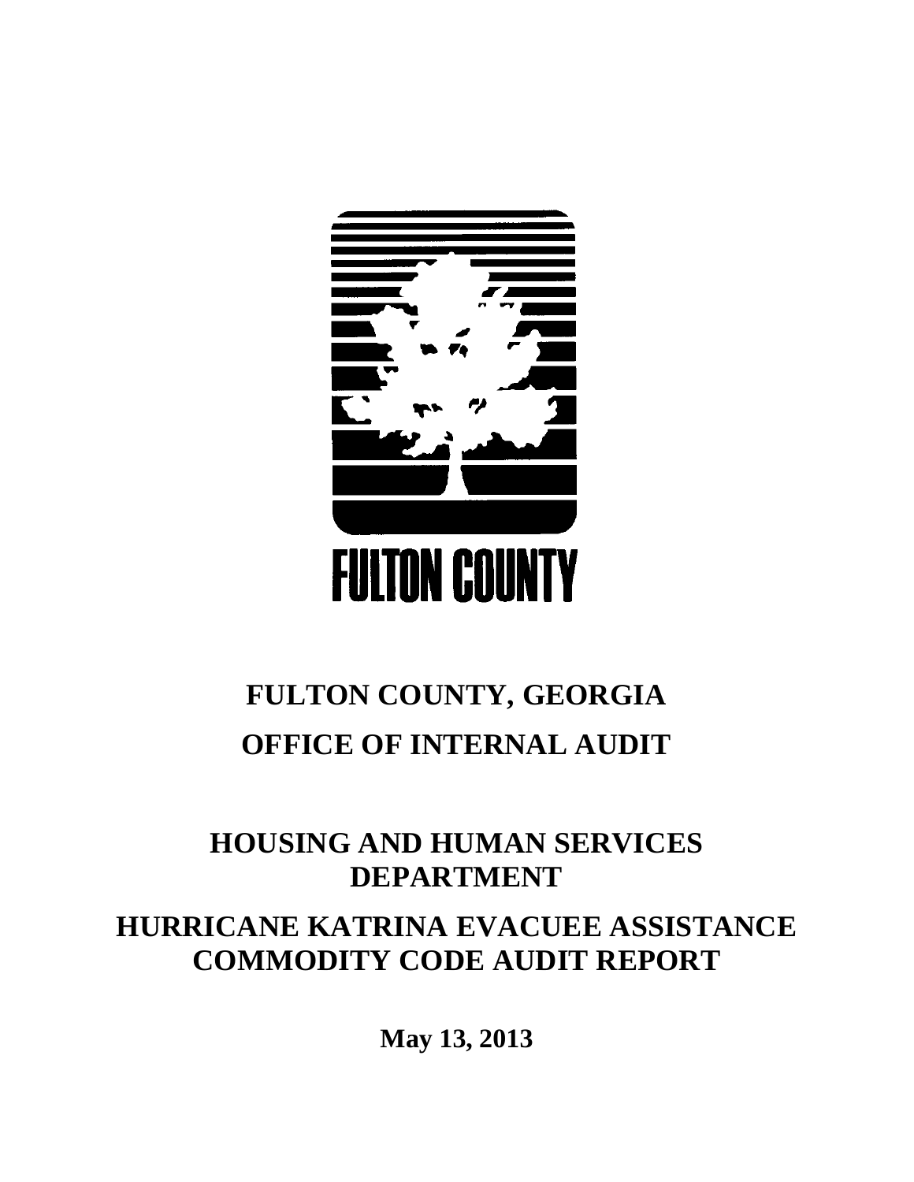FULTON COUNTY

# FULTON COUNTY, GEORGIA

# OFFICE OF INTERNAL AUDIT

## HOUSING AND HUMAN SERVICES DEPARTMENT

## HURRICANE KATRINA EVACUEE ASSISTANCE COMMODITY CODE AUDIT REPORT

**May 13, 2013**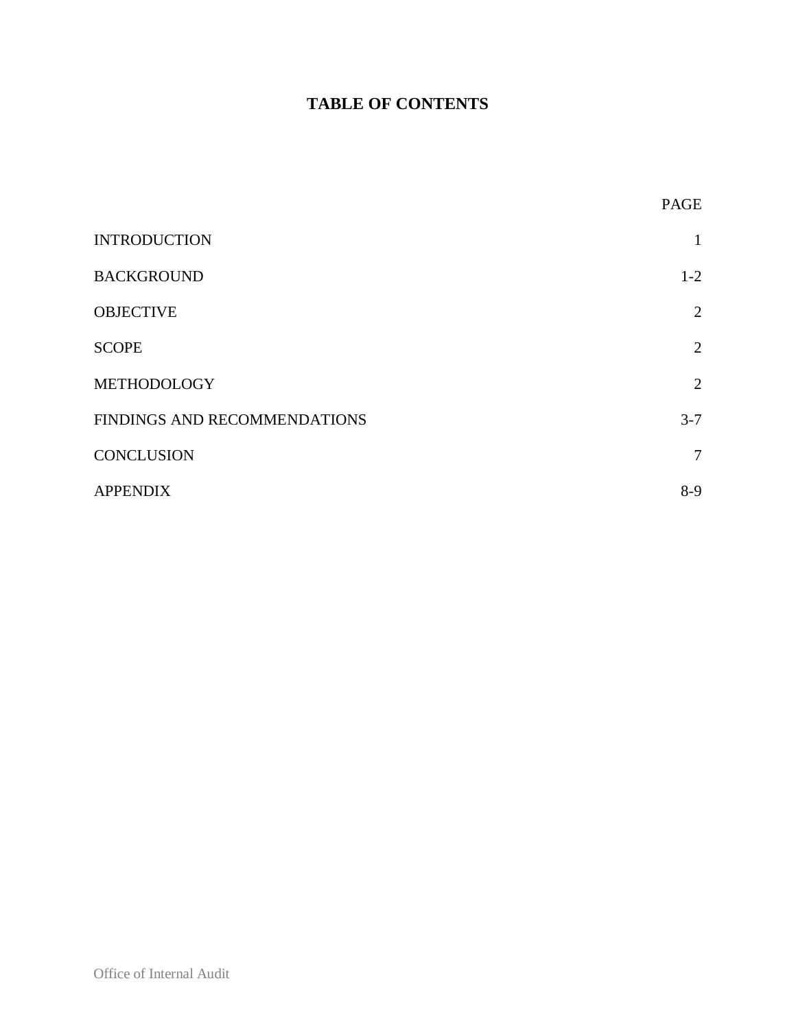# TABLE OF CONTENTS

| | PAGE |
|---|---|
| INTRODUCTION | 1 |
| BACKGROUND | 1-2 |
| OBJECTIVE | 2 |
| SCOPE | 2 |
| METHODOLOGY | 2 |
| FINDINGS AND RECOMMENDATIONS | 3-7 |
| CONCLUSION | 7 |
| APPENDIX | 8-9 |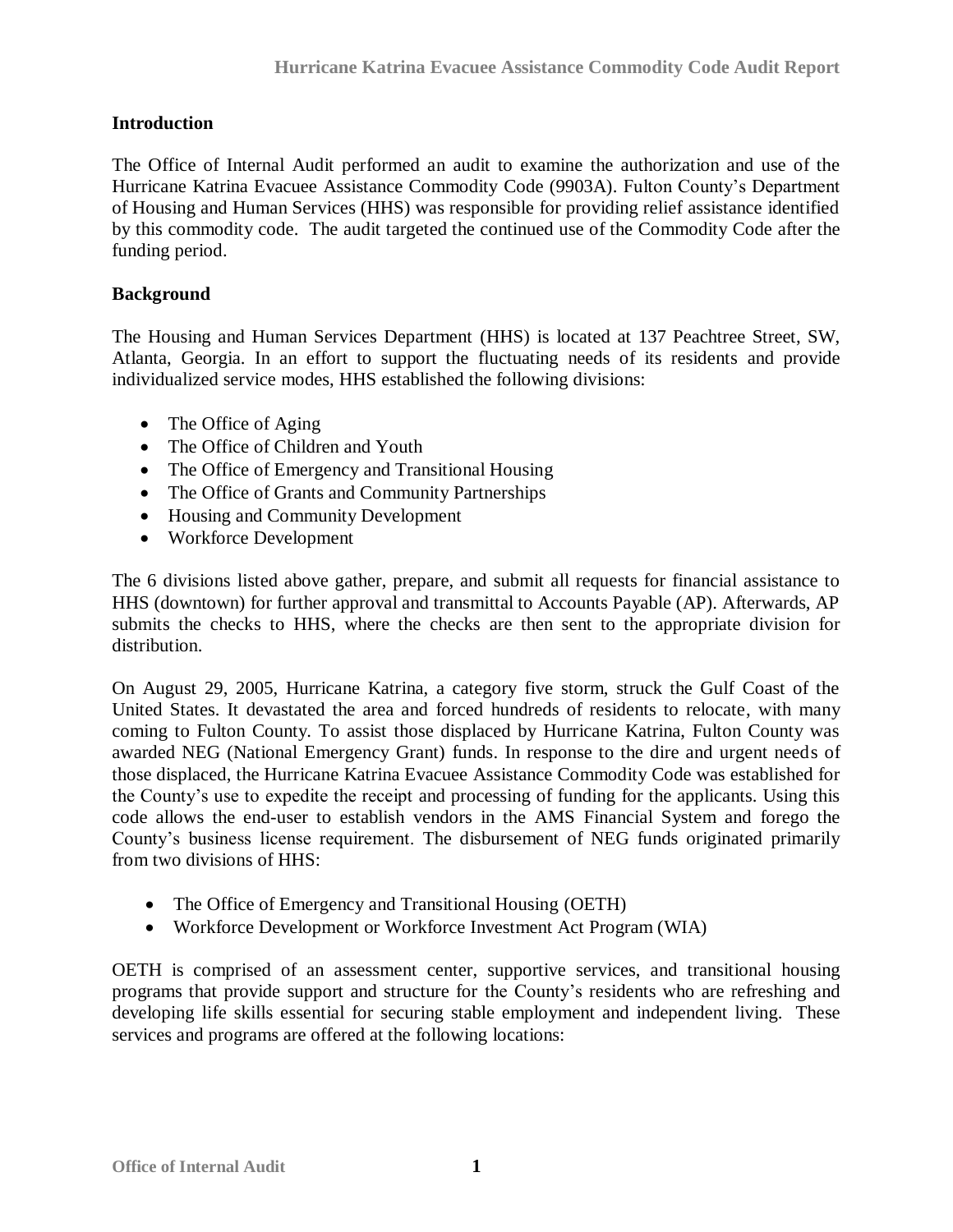## Introduction

The Office of Internal Audit performed an audit to examine the authorization and use of the Hurricane Katrina Evacuee Assistance Commodity Code (9903A). Fulton County's Department of Housing and Human Services (HHS) was responsible for providing relief assistance identified by this commodity code. The audit targeted the continued use of the Commodity Code after the funding period.

## Background

The Housing and Human Services Department (HHS) is located at 137 Peachtree Street, SW, Atlanta, Georgia. In an effort to support the fluctuating needs of its residents and provide individualized service modes, HHS established the following divisions:

- The Office of Aging
- The Office of Children and Youth
- The Office of Emergency and Transitional Housing
- The Office of Grants and Community Partnerships
- Housing and Community Development
- Workforce Development

The 6 divisions listed above gather, prepare, and submit all requests for financial assistance to HHS (downtown) for further approval and transmittal to Accounts Payable (AP). Afterwards, AP submits the checks to HHS, where the checks are then sent to the appropriate division for distribution.

On August 29, 2005, Hurricane Katrina, a category five storm, struck the Gulf Coast of the United States. It devastated the area and forced hundreds of residents to relocate, with many coming to Fulton County. To assist those displaced by Hurricane Katrina, Fulton County was awarded NEG (National Emergency Grant) funds. In response to the dire and urgent needs of those displaced, the Hurricane Katrina Evacuee Assistance Commodity Code was established for the County's use to expedite the receipt and processing of funding for the applicants. Using this code allows the end-user to establish vendors in the AMS Financial System and forego the County's business license requirement. The disbursement of NEG funds originated primarily from two divisions of HHS:

- The Office of Emergency and Transitional Housing (OETH)
- Workforce Development or Workforce Investment Act Program (WIA)

OETH is comprised of an assessment center, supportive services, and transitional housing programs that provide support and structure for the County's residents who are refreshing and developing life skills essential for securing stable employment and independent living. These services and programs are offered at the following locations: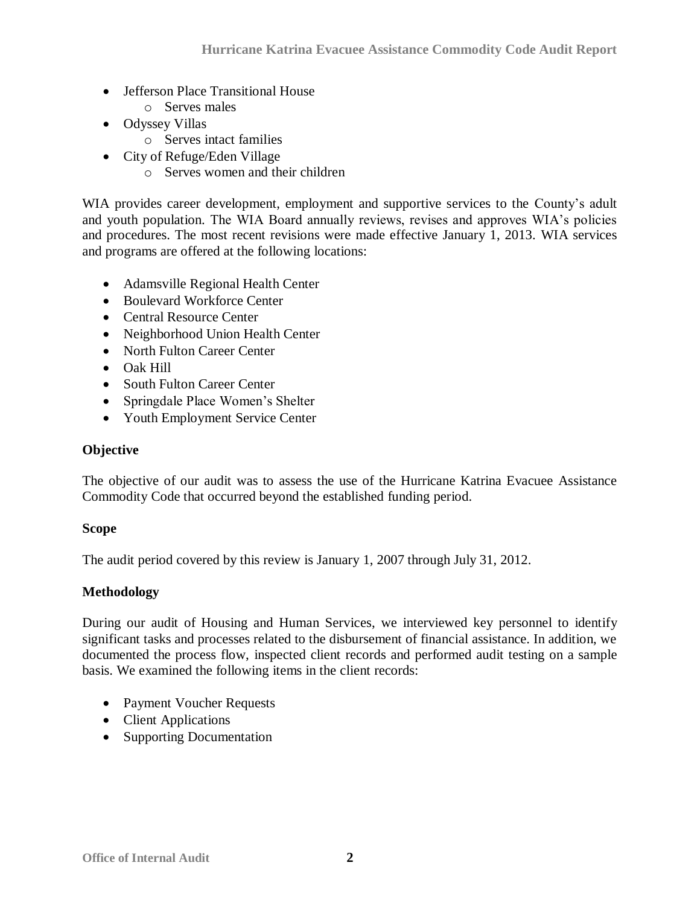- Jefferson Place Transitional House
  - Serves males
- Odyssey Villas
  - Serves intact families
- City of Refuge/Eden Village
  - Serves women and their children

WIA provides career development, employment and supportive services to the County's adult and youth population. The WIA Board annually reviews, revises and approves WIA's policies and procedures. The most recent revisions were made effective January 1, 2013. WIA services and programs are offered at the following locations:

- Adamsville Regional Health Center
- Boulevard Workforce Center
- Central Resource Center
- Neighborhood Union Health Center
- North Fulton Career Center
- Oak Hill
- South Fulton Career Center
- Springdale Place Women's Shelter
- Youth Employment Service Center

**Objective**

The objective of our audit was to assess the use of the Hurricane Katrina Evacuee Assistance Commodity Code that occurred beyond the established funding period.

**Scope**

The audit period covered by this review is January 1, 2007 through July 31, 2012.

**Methodology**

During our audit of Housing and Human Services, we interviewed key personnel to identify significant tasks and processes related to the disbursement of financial assistance. In addition, we documented the process flow, inspected client records and performed audit testing on a sample basis. We examined the following items in the client records:

- Payment Voucher Requests
- Client Applications
- Supporting Documentation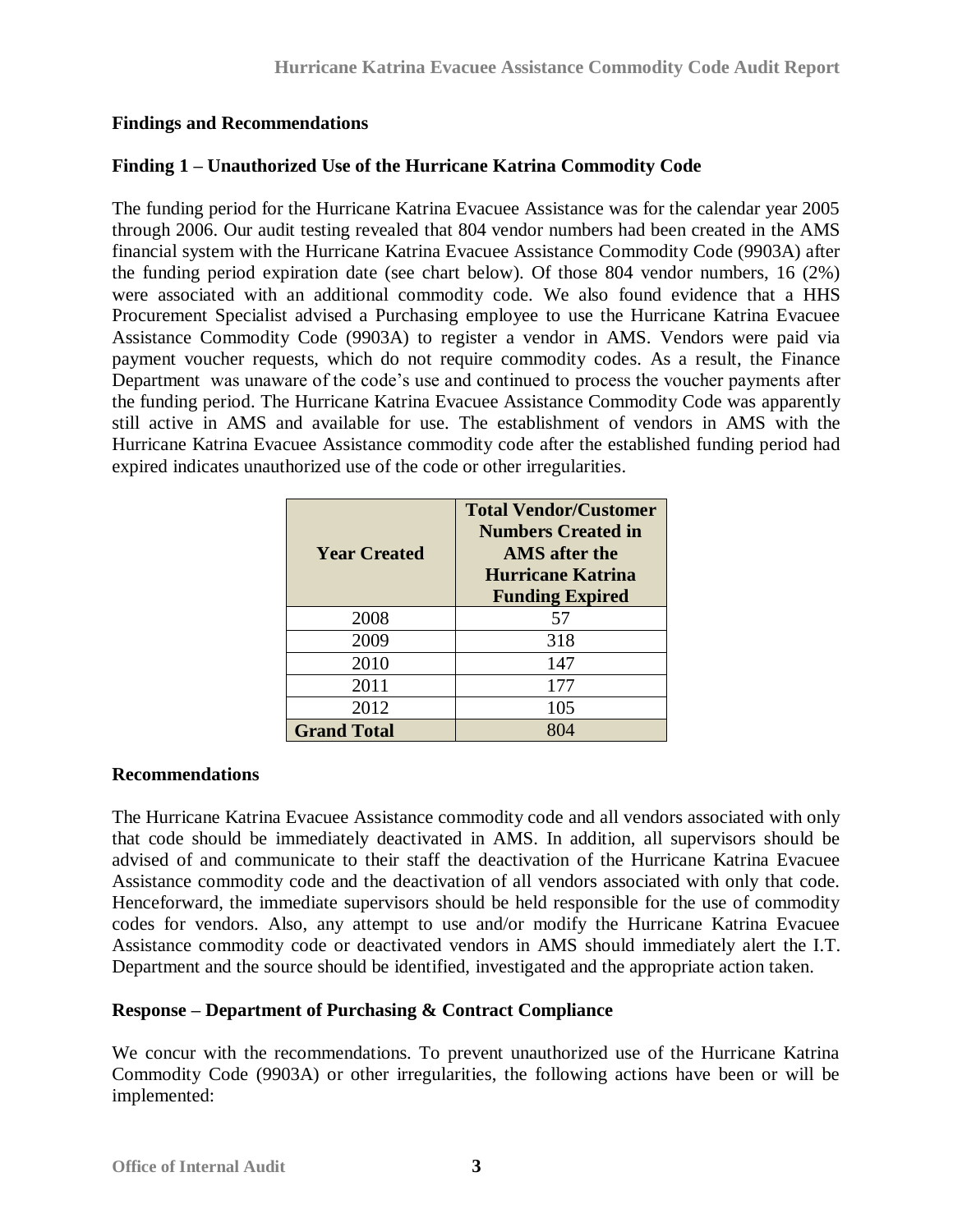## Findings and Recommendations

### Finding 1 – Unauthorized Use of the Hurricane Katrina Commodity Code

The funding period for the Hurricane Katrina Evacuee Assistance was for the calendar year 2005 through 2006. Our audit testing revealed that 804 vendor numbers had been created in the AMS financial system with the Hurricane Katrina Evacuee Assistance Commodity Code (9903A) after the funding period expiration date (see chart below). Of those 804 vendor numbers, 16 (2%) were associated with an additional commodity code. We also found evidence that a HHS Procurement Specialist advised a Purchasing employee to use the Hurricane Katrina Evacuee Assistance Commodity Code (9903A) to register a vendor in AMS. Vendors were paid via payment voucher requests, which do not require commodity codes. As a result, the Finance Department was unaware of the code's use and continued to process the voucher payments after the funding period. The Hurricane Katrina Evacuee Assistance Commodity Code was apparently still active in AMS and available for use. The establishment of vendors in AMS with the Hurricane Katrina Evacuee Assistance commodity code after the established funding period had expired indicates unauthorized use of the code or other irregularities.

| Year Created | Total Vendor/Customer Numbers Created in AMS after the Hurricane Katrina Funding Expired |
|---|---|
| 2008 | 57 |
| 2009 | 318 |
| 2010 | 147 |
| 2011 | 177 |
| 2012 | 105 |
| **Grand Total** | 804 |

### Recommendations

The Hurricane Katrina Evacuee Assistance commodity code and all vendors associated with only that code should be immediately deactivated in AMS. In addition, all supervisors should be advised of and communicate to their staff the deactivation of the Hurricane Katrina Evacuee Assistance commodity code and the deactivation of all vendors associated with only that code. Henceforward, the immediate supervisors should be held responsible for the use of commodity codes for vendors. Also, any attempt to use and/or modify the Hurricane Katrina Evacuee Assistance commodity code or deactivated vendors in AMS should immediately alert the I.T. Department and the source should be identified, investigated and the appropriate action taken.

### Response – Department of Purchasing & Contract Compliance

We concur with the recommendations. To prevent unauthorized use of the Hurricane Katrina Commodity Code (9903A) or other irregularities, the following actions have been or will be implemented: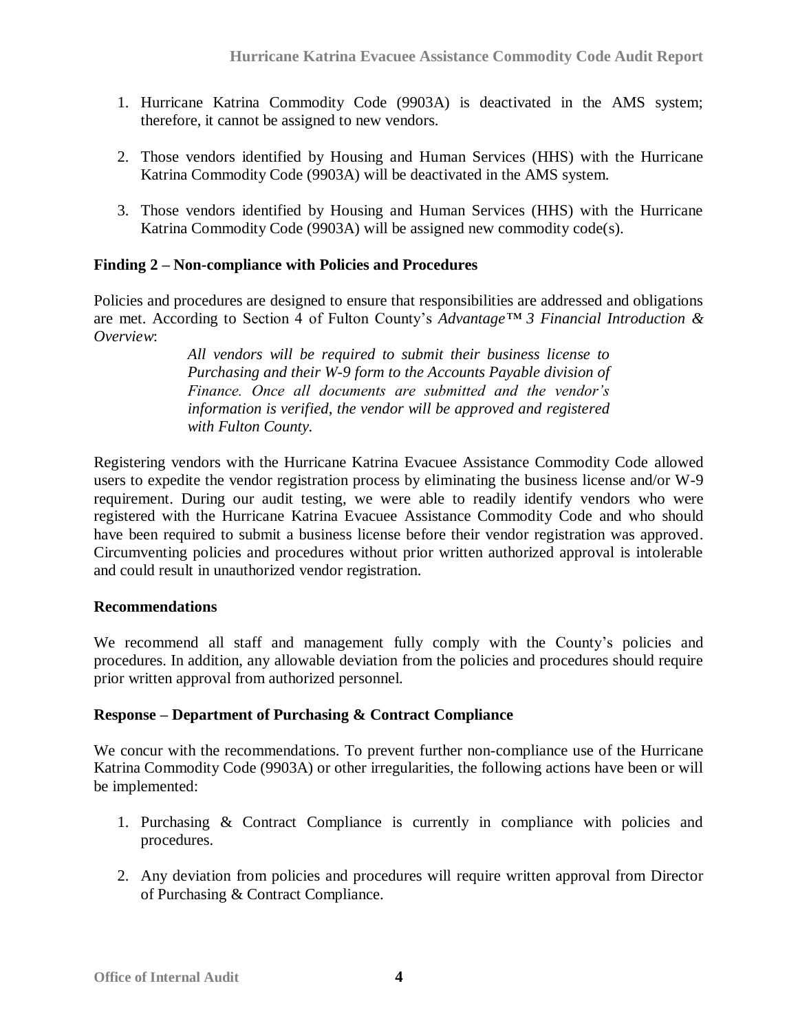1. Hurricane Katrina Commodity Code (9903A) is deactivated in the AMS system; therefore, it cannot be assigned to new vendors.

2. Those vendors identified by Housing and Human Services (HHS) with the Hurricane Katrina Commodity Code (9903A) will be deactivated in the AMS system.

3. Those vendors identified by Housing and Human Services (HHS) with the Hurricane Katrina Commodity Code (9903A) will be assigned new commodity code(s).

**Finding 2 – Non-compliance with Policies and Procedures**

Policies and procedures are designed to ensure that responsibilities are addressed and obligations are met. According to Section 4 of Fulton County's *Advantage™ 3 Financial Introduction & Overview*:

> *All vendors will be required to submit their business license to Purchasing and their W-9 form to the Accounts Payable division of Finance. Once all documents are submitted and the vendor's information is verified, the vendor will be approved and registered with Fulton County.*

Registering vendors with the Hurricane Katrina Evacuee Assistance Commodity Code allowed users to expedite the vendor registration process by eliminating the business license and/or W-9 requirement. During our audit testing, we were able to readily identify vendors who were registered with the Hurricane Katrina Evacuee Assistance Commodity Code and who should have been required to submit a business license before their vendor registration was approved. Circumventing policies and procedures without prior written authorized approval is intolerable and could result in unauthorized vendor registration.

**Recommendations**

We recommend all staff and management fully comply with the County's policies and procedures. In addition, any allowable deviation from the policies and procedures should require prior written approval from authorized personnel.

**Response – Department of Purchasing & Contract Compliance**

We concur with the recommendations. To prevent further non-compliance use of the Hurricane Katrina Commodity Code (9903A) or other irregularities, the following actions have been or will be implemented:

1. Purchasing & Contract Compliance is currently in compliance with policies and procedures.

2. Any deviation from policies and procedures will require written approval from Director of Purchasing & Contract Compliance.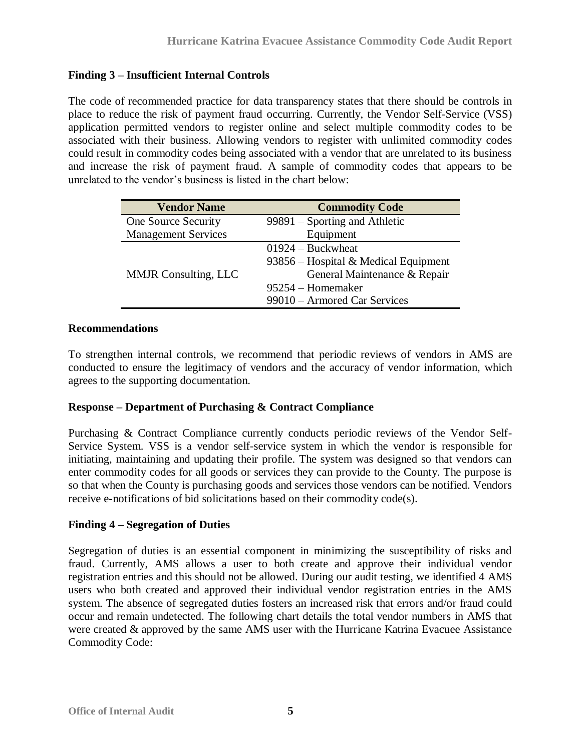**Finding 3 – Insufficient Internal Controls**

The code of recommended practice for data transparency states that there should be controls in place to reduce the risk of payment fraud occurring. Currently, the Vendor Self-Service (VSS) application permitted vendors to register online and select multiple commodity codes to be associated with their business. Allowing vendors to register with unlimited commodity codes could result in commodity codes being associated with a vendor that are unrelated to its business and increase the risk of payment fraud. A sample of commodity codes that appears to be unrelated to the vendor's business is listed in the chart below:

| Vendor Name | Commodity Code |
|---|---|
| One Source Security Management Services | 99891 – Sporting and Athletic Equipment |
| MMJR Consulting, LLC | 01924 – Buckwheat<br>93856 – Hospital & Medical Equipment General Maintenance & Repair<br>95254 – Homemaker<br>99010 – Armored Car Services |

**Recommendations**

To strengthen internal controls, we recommend that periodic reviews of vendors in AMS are conducted to ensure the legitimacy of vendors and the accuracy of vendor information, which agrees to the supporting documentation.

**Response – Department of Purchasing & Contract Compliance**

Purchasing & Contract Compliance currently conducts periodic reviews of the Vendor Self-Service System. VSS is a vendor self-service system in which the vendor is responsible for initiating, maintaining and updating their profile. The system was designed so that vendors can enter commodity codes for all goods or services they can provide to the County. The purpose is so that when the County is purchasing goods and services those vendors can be notified. Vendors receive e-notifications of bid solicitations based on their commodity code(s).

**Finding 4 – Segregation of Duties**

Segregation of duties is an essential component in minimizing the susceptibility of risks and fraud. Currently, AMS allows a user to both create and approve their individual vendor registration entries and this should not be allowed. During our audit testing, we identified 4 AMS users who both created and approved their individual vendor registration entries in the AMS system. The absence of segregated duties fosters an increased risk that errors and/or fraud could occur and remain undetected. The following chart details the total vendor numbers in AMS that were created & approved by the same AMS user with the Hurricane Katrina Evacuee Assistance Commodity Code: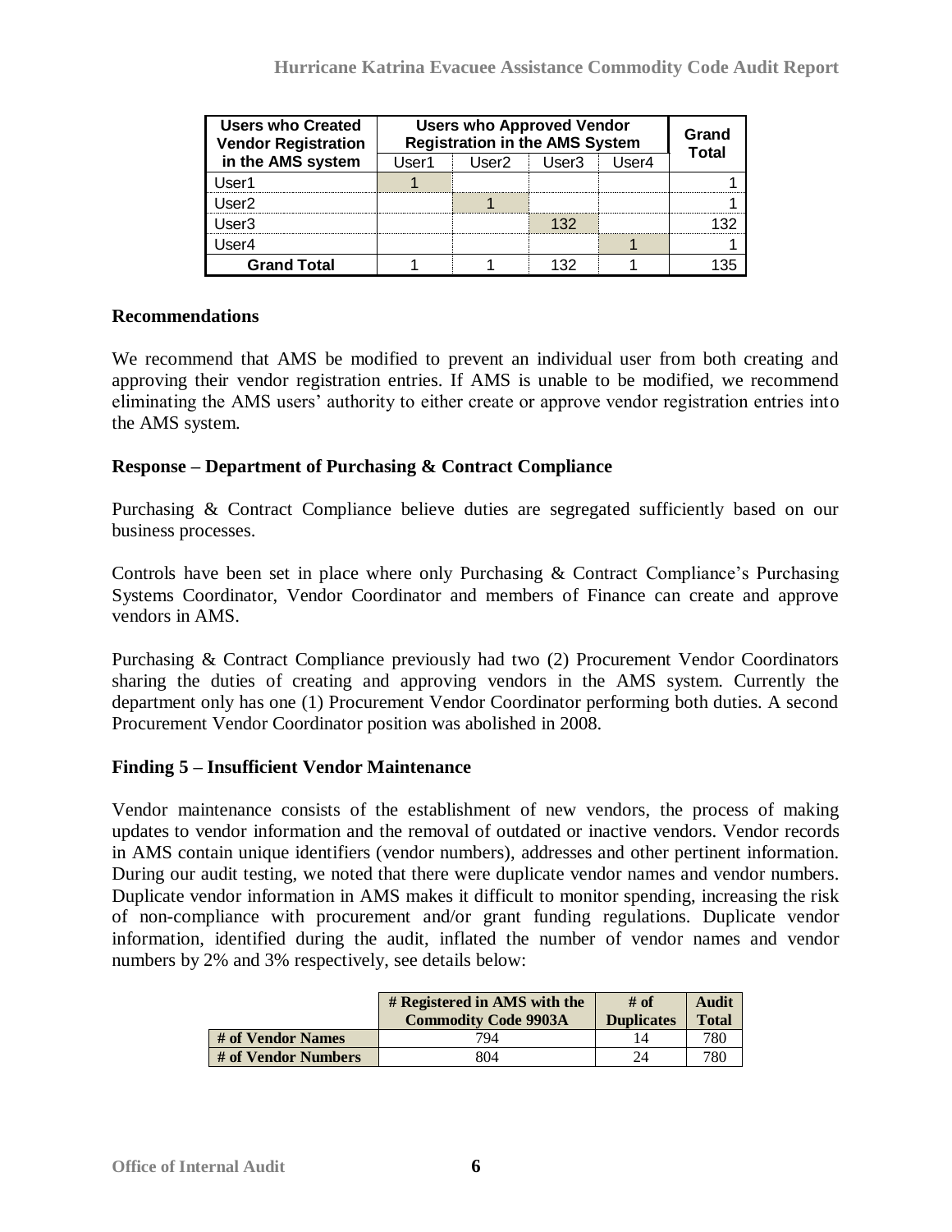| Users who Created Vendor Registration in the AMS system | Users who Approved Vendor Registration in the AMS System | | | | Grand Total |
|---|---|---|---|---|---|
| | User1 | User2 | User3 | User4 | |
| User1 | 1 | | | | 1 |
| User2 | | 1 | | | 1 |
| User3 | | | 132 | | 132 |
| User4 | | | | 1 | 1 |
| **Grand Total** | 1 | 1 | 132 | 1 | 135 |

### Recommendations

We recommend that AMS be modified to prevent an individual user from both creating and approving their vendor registration entries. If AMS is unable to be modified, we recommend eliminating the AMS users' authority to either create or approve vendor registration entries into the AMS system.

### Response – Department of Purchasing & Contract Compliance

Purchasing & Contract Compliance believe duties are segregated sufficiently based on our business processes.

Controls have been set in place where only Purchasing & Contract Compliance's Purchasing Systems Coordinator, Vendor Coordinator and members of Finance can create and approve vendors in AMS.

Purchasing & Contract Compliance previously had two (2) Procurement Vendor Coordinators sharing the duties of creating and approving vendors in the AMS system. Currently the department only has one (1) Procurement Vendor Coordinator performing both duties. A second Procurement Vendor Coordinator position was abolished in 2008.

### Finding 5 – Insufficient Vendor Maintenance

Vendor maintenance consists of the establishment of new vendors, the process of making updates to vendor information and the removal of outdated or inactive vendors. Vendor records in AMS contain unique identifiers (vendor numbers), addresses and other pertinent information. During our audit testing, we noted that there were duplicate vendor names and vendor numbers. Duplicate vendor information in AMS makes it difficult to monitor spending, increasing the risk of non-compliance with procurement and/or grant funding regulations. Duplicate vendor information, identified during the audit, inflated the number of vendor names and vendor numbers by 2% and 3% respectively, see details below:

| | # Registered in AMS with the Commodity Code 9903A | # of Duplicates | Audit Total |
|---|---|---|---|
| **# of Vendor Names** | 794 | 14 | 780 |
| **# of Vendor Numbers** | 804 | 24 | 780 |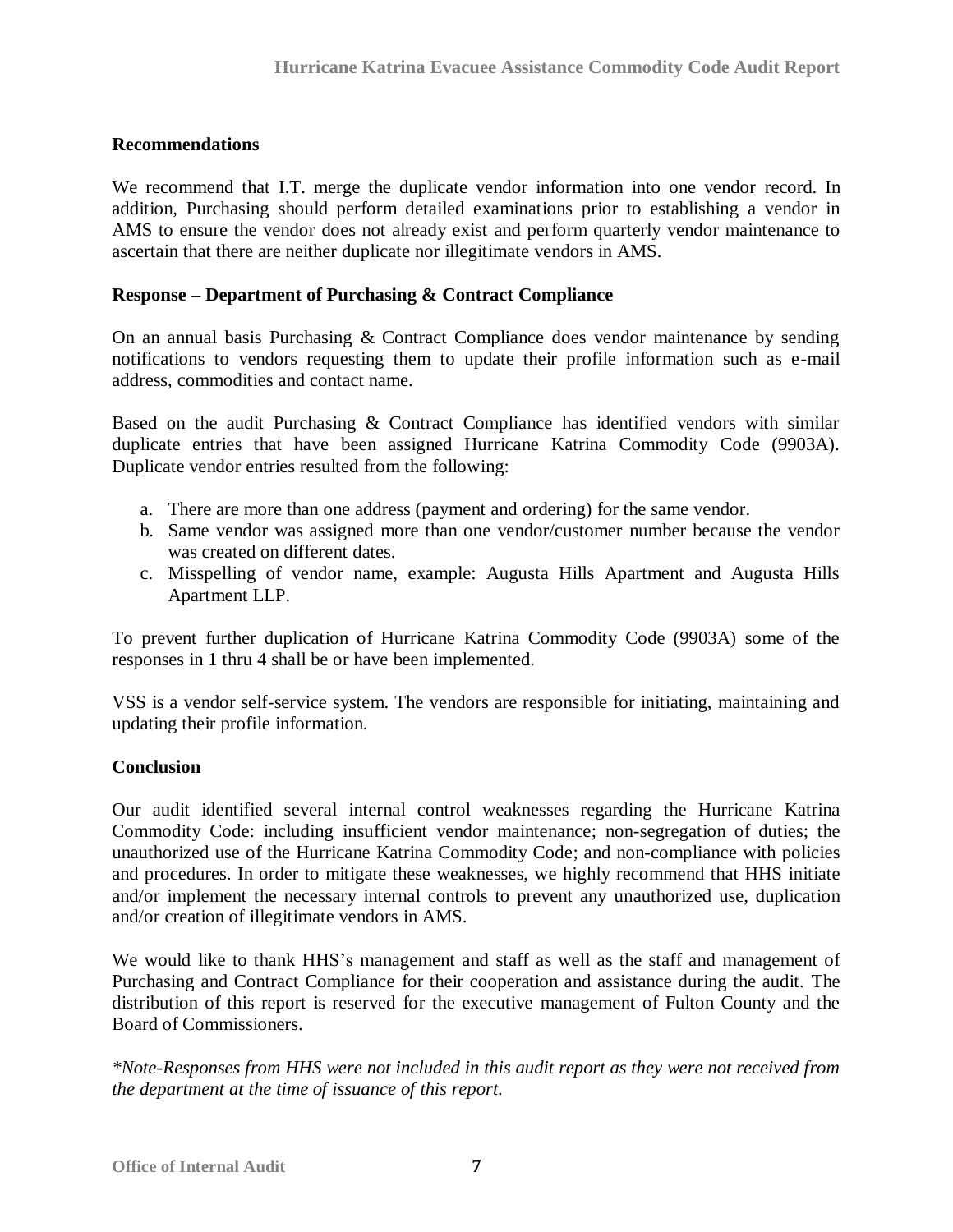### Recommendations

We recommend that I.T. merge the duplicate vendor information into one vendor record. In addition, Purchasing should perform detailed examinations prior to establishing a vendor in AMS to ensure the vendor does not already exist and perform quarterly vendor maintenance to ascertain that there are neither duplicate nor illegitimate vendors in AMS.

### Response – Department of Purchasing & Contract Compliance

On an annual basis Purchasing & Contract Compliance does vendor maintenance by sending notifications to vendors requesting them to update their profile information such as e-mail address, commodities and contact name.

Based on the audit Purchasing & Contract Compliance has identified vendors with similar duplicate entries that have been assigned Hurricane Katrina Commodity Code (9903A). Duplicate vendor entries resulted from the following:

a. There are more than one address (payment and ordering) for the same vendor.
b. Same vendor was assigned more than one vendor/customer number because the vendor was created on different dates.
c. Misspelling of vendor name, example: Augusta Hills Apartment and Augusta Hills Apartment LLP.

To prevent further duplication of Hurricane Katrina Commodity Code (9903A) some of the responses in 1 thru 4 shall be or have been implemented.

VSS is a vendor self-service system. The vendors are responsible for initiating, maintaining and updating their profile information.

### Conclusion

Our audit identified several internal control weaknesses regarding the Hurricane Katrina Commodity Code: including insufficient vendor maintenance; non-segregation of duties; the unauthorized use of the Hurricane Katrina Commodity Code; and non-compliance with policies and procedures. In order to mitigate these weaknesses, we highly recommend that HHS initiate and/or implement the necessary internal controls to prevent any unauthorized use, duplication and/or creation of illegitimate vendors in AMS.

We would like to thank HHS's management and staff as well as the staff and management of Purchasing and Contract Compliance for their cooperation and assistance during the audit. The distribution of this report is reserved for the executive management of Fulton County and the Board of Commissioners.

*\*Note-Responses from HHS were not included in this audit report as they were not received from the department at the time of issuance of this report.*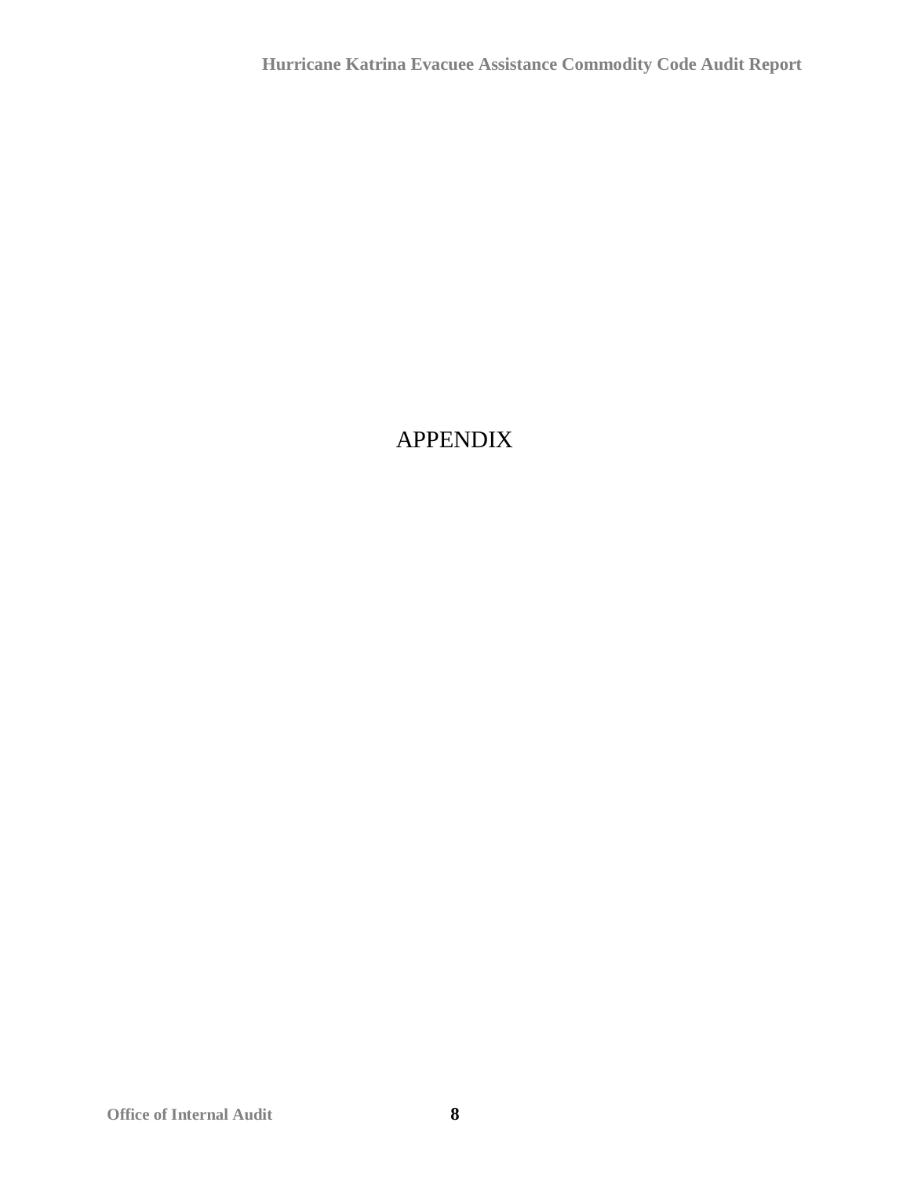# APPENDIX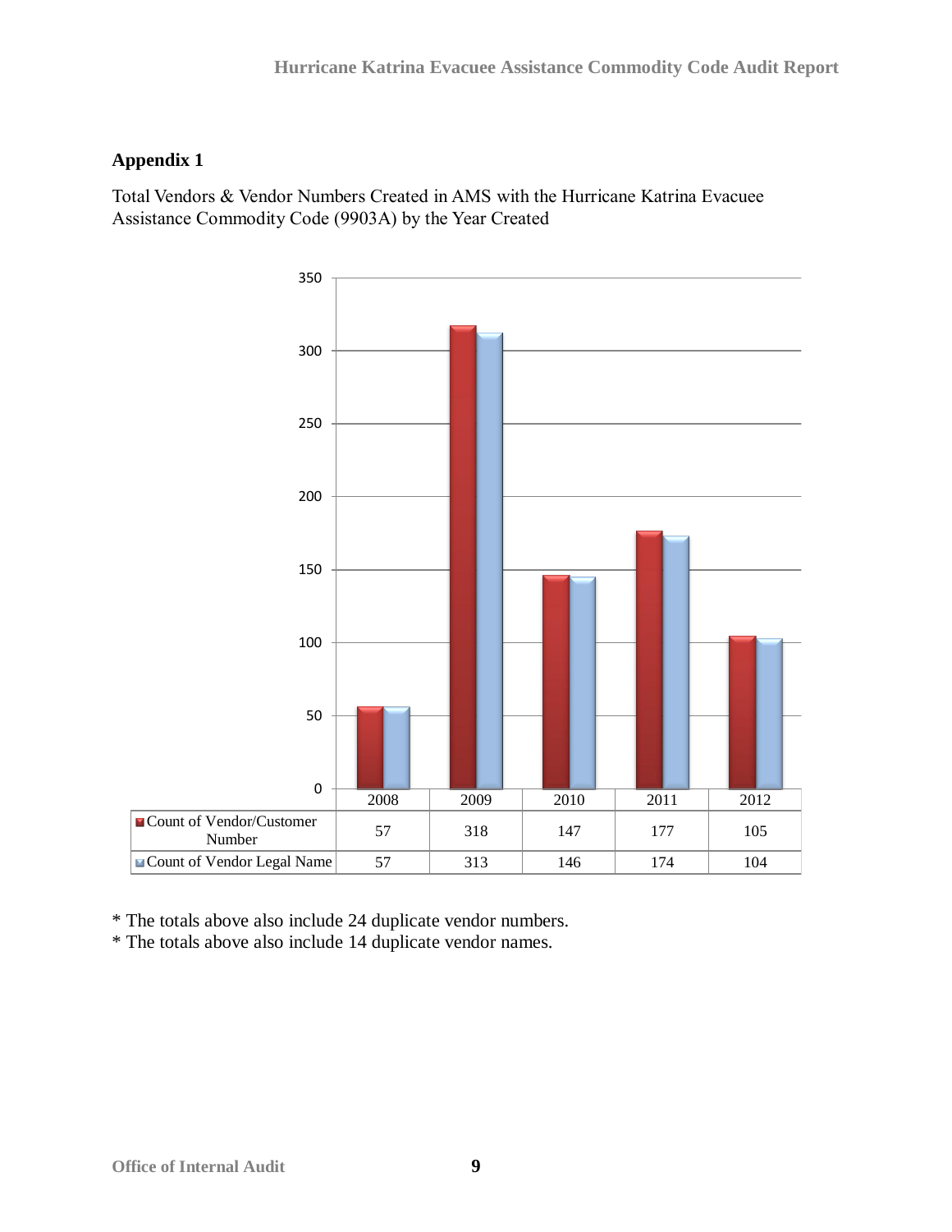**Appendix 1**

Total Vendors & Vendor Numbers Created in AMS with the Hurricane Katrina Evacuee Assistance Commodity Code (9903A) by the Year Created

350
300
250
200
150
100
50
0

| | 2008 | 2009 | 2010 | 2011 | 2012 |
|---|---|---|---|---|---|
| Count of Vendor/Customer Number | 57 | 318 | 147 | 177 | 105 |
| Count of Vendor Legal Name | 57 | 313 | 146 | 174 | 104 |

\* The totals above also include 24 duplicate vendor numbers.
\* The totals above also include 14 duplicate vendor names.